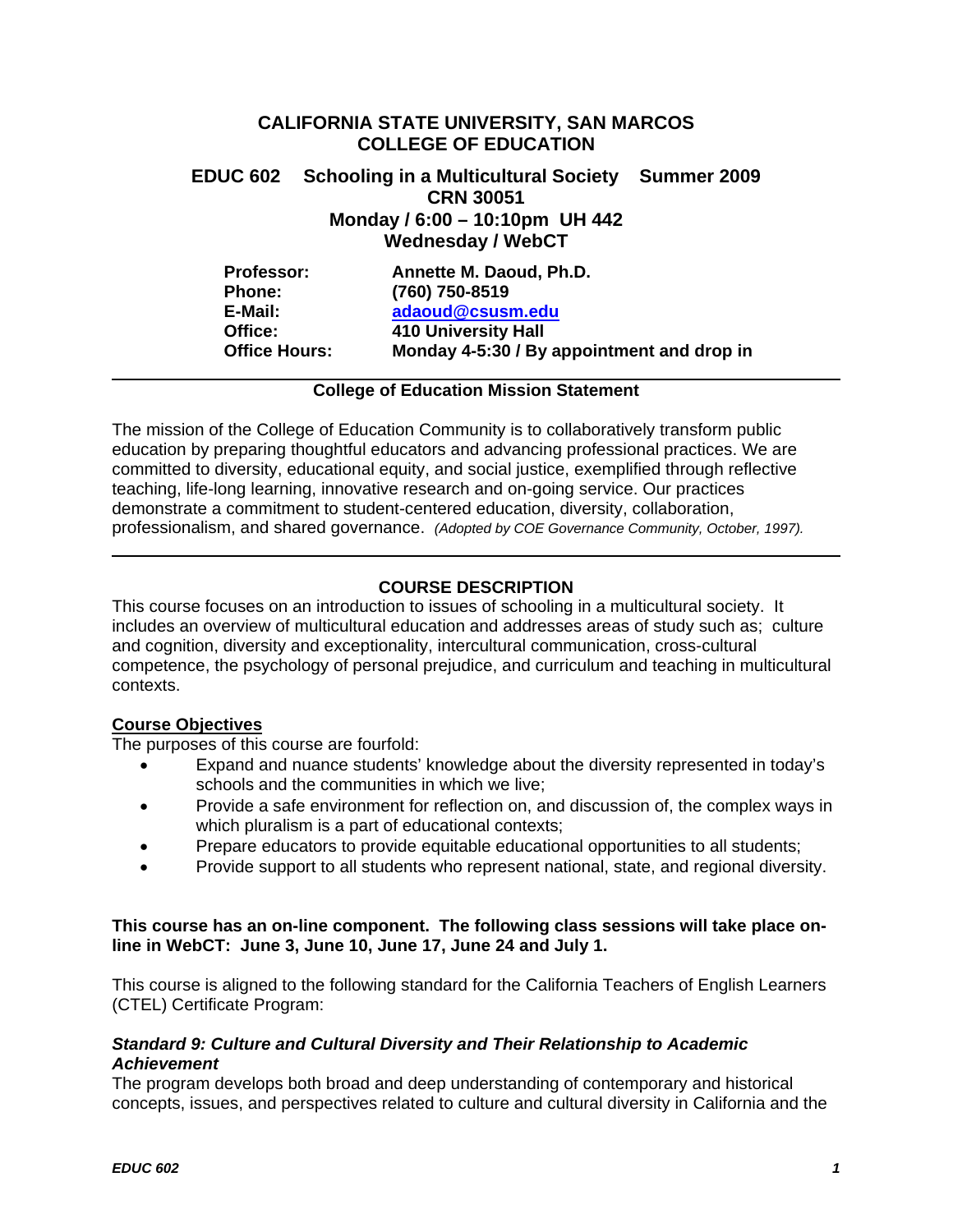# CALIFORNIA STATE UNIVERSITY, SAN MARCOS
# COLLEGE OF EDUCATION

## EDUC 602 Schooling in a Multicultural Society Summer 2009
## CRN 30051
## Monday / 6:00 – 10:10pm UH 442
## Wednesday / WebCT

| | |
|---|---|
| **Professor:** | **Annette M. Daoud, Ph.D.** |
| **Phone:** | **(760) 750-8519** |
| **E-Mail:** | **adaoud@csusm.edu** |
| **Office:** | **410 University Hall** |
| **Office Hours:** | **Monday 4-5:30 / By appointment and drop in** |

---

**College of Education Mission Statement**

The mission of the College of Education Community is to collaboratively transform public education by preparing thoughtful educators and advancing professional practices. We are committed to diversity, educational equity, and social justice, exemplified through reflective teaching, life-long learning, innovative research and on-going service. Our practices demonstrate a commitment to student-centered education, diversity, collaboration, professionalism, and shared governance. *(Adopted by COE Governance Community, October, 1997).*

---

## COURSE DESCRIPTION

This course focuses on an introduction to issues of schooling in a multicultural society. It includes an overview of multicultural education and addresses areas of study such as; culture and cognition, diversity and exceptionality, intercultural communication, cross-cultural competence, the psychology of personal prejudice, and curriculum and teaching in multicultural contexts.

### Course Objectives

The purposes of this course are fourfold:

- Expand and nuance students' knowledge about the diversity represented in today's schools and the communities in which we live;
- Provide a safe environment for reflection on, and discussion of, the complex ways in which pluralism is a part of educational contexts;
- Prepare educators to provide equitable educational opportunities to all students;
- Provide support to all students who represent national, state, and regional diversity.

**This course has an on-line component. The following class sessions will take place on-line in WebCT: June 3, June 10, June 17, June 24 and July 1.**

This course is aligned to the following standard for the California Teachers of English Learners (CTEL) Certificate Program:

***Standard 9: Culture and Cultural Diversity and Their Relationship to Academic Achievement***

The program develops both broad and deep understanding of contemporary and historical concepts, issues, and perspectives related to culture and cultural diversity in California and the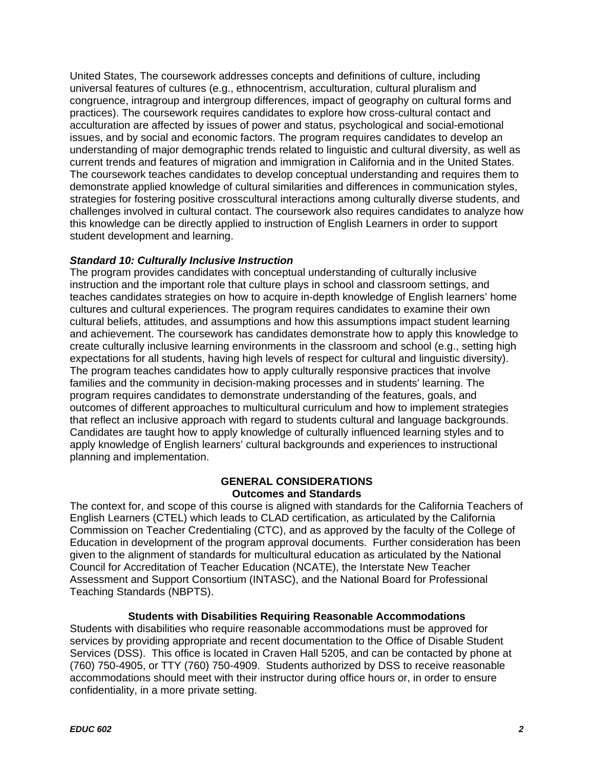United States, The coursework addresses concepts and definitions of culture, including universal features of cultures (e.g., ethnocentrism, acculturation, cultural pluralism and congruence, intragroup and intergroup differences, impact of geography on cultural forms and practices). The coursework requires candidates to explore how cross-cultural contact and acculturation are affected by issues of power and status, psychological and social-emotional issues, and by social and economic factors. The program requires candidates to develop an understanding of major demographic trends related to linguistic and cultural diversity, as well as current trends and features of migration and immigration in California and in the United States. The coursework teaches candidates to develop conceptual understanding and requires them to demonstrate applied knowledge of cultural similarities and differences in communication styles, strategies for fostering positive crosscultural interactions among culturally diverse students, and challenges involved in cultural contact. The coursework also requires candidates to analyze how this knowledge can be directly applied to instruction of English Learners in order to support student development and learning.

***Standard 10: Culturally Inclusive Instruction***

The program provides candidates with conceptual understanding of culturally inclusive instruction and the important role that culture plays in school and classroom settings, and teaches candidates strategies on how to acquire in-depth knowledge of English learners' home cultures and cultural experiences. The program requires candidates to examine their own cultural beliefs, attitudes, and assumptions and how this assumptions impact student learning and achievement. The coursework has candidates demonstrate how to apply this knowledge to create culturally inclusive learning environments in the classroom and school (e.g., setting high expectations for all students, having high levels of respect for cultural and linguistic diversity). The program teaches candidates how to apply culturally responsive practices that involve families and the community in decision-making processes and in students' learning. The program requires candidates to demonstrate understanding of the features, goals, and outcomes of different approaches to multicultural curriculum and how to implement strategies that reflect an inclusive approach with regard to students cultural and language backgrounds. Candidates are taught how to apply knowledge of culturally influenced learning styles and to apply knowledge of English learners' cultural backgrounds and experiences to instructional planning and implementation.

## GENERAL CONSIDERATIONS

### Outcomes and Standards

The context for, and scope of this course is aligned with standards for the California Teachers of English Learners (CTEL) which leads to CLAD certification, as articulated by the California Commission on Teacher Credentialing (CTC), and as approved by the faculty of the College of Education in development of the program approval documents. Further consideration has been given to the alignment of standards for multicultural education as articulated by the National Council for Accreditation of Teacher Education (NCATE), the Interstate New Teacher Assessment and Support Consortium (INTASC), and the National Board for Professional Teaching Standards (NBPTS).

### Students with Disabilities Requiring Reasonable Accommodations

Students with disabilities who require reasonable accommodations must be approved for services by providing appropriate and recent documentation to the Office of Disable Student Services (DSS). This office is located in Craven Hall 5205, and can be contacted by phone at (760) 750-4905, or TTY (760) 750-4909. Students authorized by DSS to receive reasonable accommodations should meet with their instructor during office hours or, in order to ensure confidentiality, in a more private setting.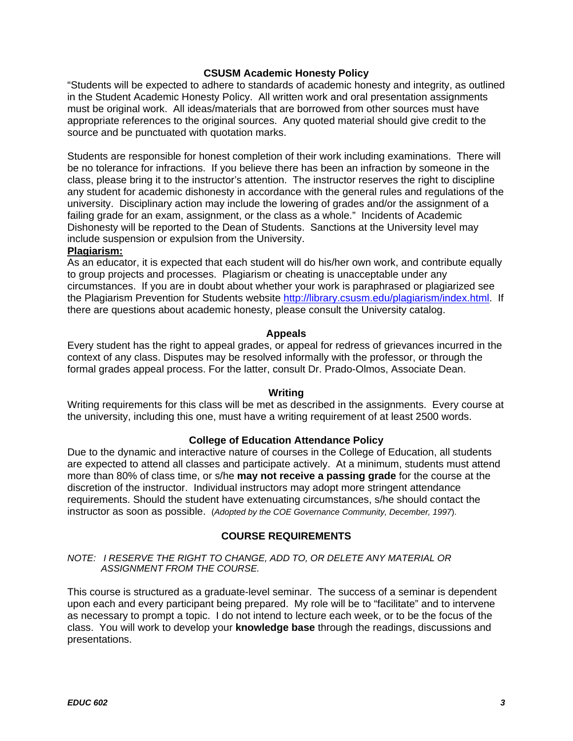## CSUSM Academic Honesty Policy

"Students will be expected to adhere to standards of academic honesty and integrity, as outlined in the Student Academic Honesty Policy. All written work and oral presentation assignments must be original work. All ideas/materials that are borrowed from other sources must have appropriate references to the original sources. Any quoted material should give credit to the source and be punctuated with quotation marks.

Students are responsible for honest completion of their work including examinations. There will be no tolerance for infractions. If you believe there has been an infraction by someone in the class, please bring it to the instructor's attention. The instructor reserves the right to discipline any student for academic dishonesty in accordance with the general rules and regulations of the university. Disciplinary action may include the lowering of grades and/or the assignment of a failing grade for an exam, assignment, or the class as a whole." Incidents of Academic Dishonesty will be reported to the Dean of Students. Sanctions at the University level may include suspension or expulsion from the University.

**Plagiarism:**

As an educator, it is expected that each student will do his/her own work, and contribute equally to group projects and processes. Plagiarism or cheating is unacceptable under any circumstances. If you are in doubt about whether your work is paraphrased or plagiarized see the Plagiarism Prevention for Students website http://library.csusm.edu/plagiarism/index.html. If there are questions about academic honesty, please consult the University catalog.

## Appeals

Every student has the right to appeal grades, or appeal for redress of grievances incurred in the context of any class. Disputes may be resolved informally with the professor, or through the formal grades appeal process. For the latter, consult Dr. Prado-Olmos, Associate Dean.

## Writing

Writing requirements for this class will be met as described in the assignments. Every course at the university, including this one, must have a writing requirement of at least 2500 words.

## College of Education Attendance Policy

Due to the dynamic and interactive nature of courses in the College of Education, all students are expected to attend all classes and participate actively. At a minimum, students must attend more than 80% of class time, or s/he **may not receive a passing grade** for the course at the discretion of the instructor. Individual instructors may adopt more stringent attendance requirements. Should the student have extenuating circumstances, s/he should contact the instructor as soon as possible. (*Adopted by the COE Governance Community, December, 1997*).

## COURSE REQUIREMENTS

*NOTE: I RESERVE THE RIGHT TO CHANGE, ADD TO, OR DELETE ANY MATERIAL OR ASSIGNMENT FROM THE COURSE.*

This course is structured as a graduate-level seminar. The success of a seminar is dependent upon each and every participant being prepared. My role will be to "facilitate" and to intervene as necessary to prompt a topic. I do not intend to lecture each week, or to be the focus of the class. You will work to develop your **knowledge base** through the readings, discussions and presentations.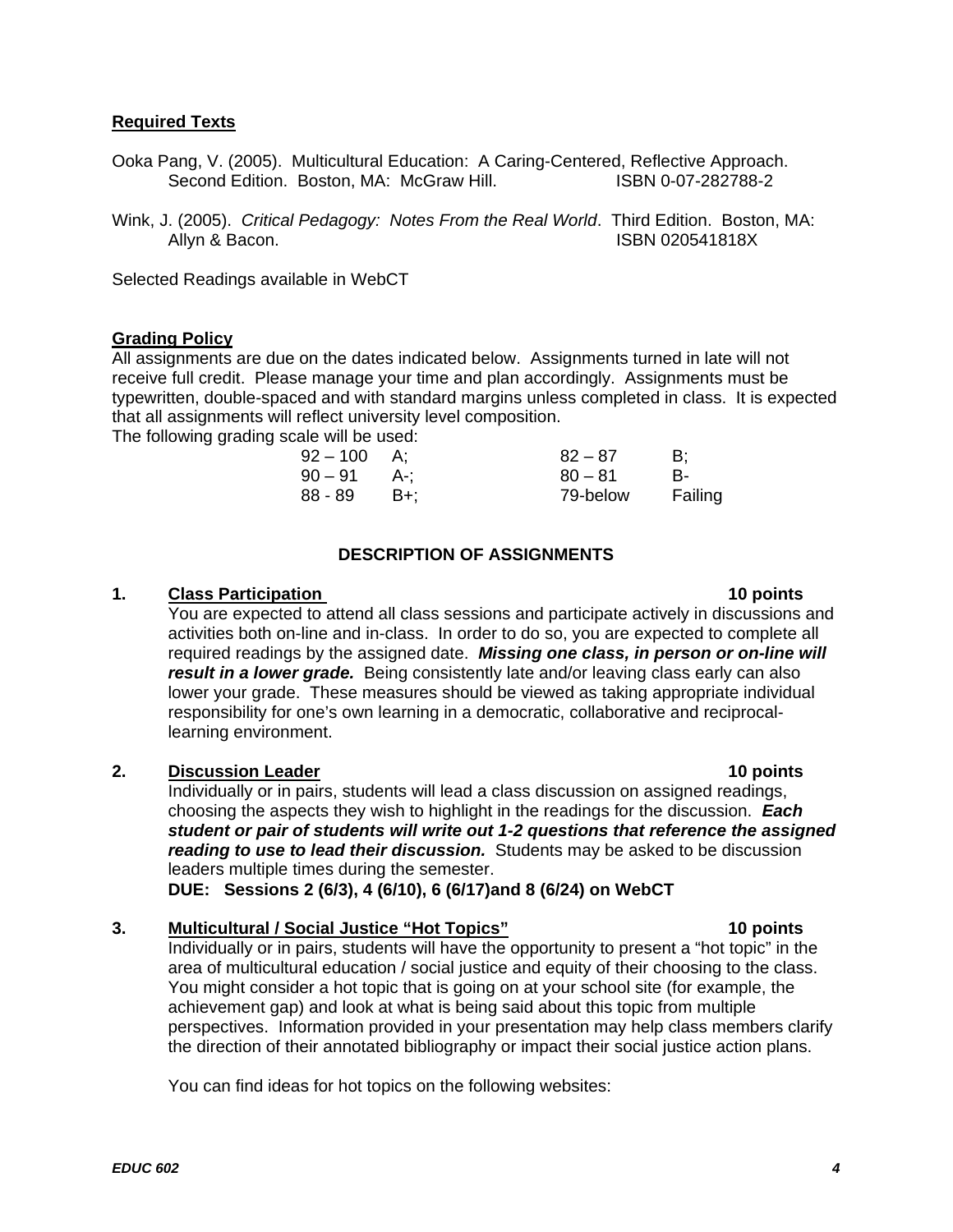## Required Texts

Ooka Pang, V. (2005). Multicultural Education: A Caring-Centered, Reflective Approach. Second Edition. Boston, MA: McGraw Hill. ISBN 0-07-282788-2

Wink, J. (2005). *Critical Pedagogy: Notes From the Real World*. Third Edition. Boston, MA: Allyn & Bacon. ISBN 020541818X

Selected Readings available in WebCT

## Grading Policy

All assignments are due on the dates indicated below. Assignments turned in late will not receive full credit. Please manage your time and plan accordingly. Assignments must be typewritten, double-spaced and with standard margins unless completed in class. It is expected that all assignments will reflect university level composition.

The following grading scale will be used:

| | | | |
|---|---|---|---|
| 92 – 100 | A; | 82 – 87 | B; |
| 90 – 91 | A-; | 80 – 81 | B- |
| 88 - 89 | B+; | 79-below | Failing |

## DESCRIPTION OF ASSIGNMENTS

**1. Class Participation — 10 points**

You are expected to attend all class sessions and participate actively in discussions and activities both on-line and in-class. In order to do so, you are expected to complete all required readings by the assigned date. ***Missing one class, in person or on-line will result in a lower grade.*** Being consistently late and/or leaving class early can also lower your grade. These measures should be viewed as taking appropriate individual responsibility for one's own learning in a democratic, collaborative and reciprocal-learning environment.

**2. Discussion Leader — 10 points**

Individually or in pairs, students will lead a class discussion on assigned readings, choosing the aspects they wish to highlight in the readings for the discussion. ***Each student or pair of students will write out 1-2 questions that reference the assigned reading to use to lead their discussion.*** Students may be asked to be discussion leaders multiple times during the semester.

**DUE: Sessions 2 (6/3), 4 (6/10), 6 (6/17)and 8 (6/24) on WebCT**

**3. Multicultural / Social Justice "Hot Topics" — 10 points**

Individually or in pairs, students will have the opportunity to present a "hot topic" in the area of multicultural education / social justice and equity of their choosing to the class. You might consider a hot topic that is going on at your school site (for example, the achievement gap) and look at what is being said about this topic from multiple perspectives. Information provided in your presentation may help class members clarify the direction of their annotated bibliography or impact their social justice action plans.

You can find ideas for hot topics on the following websites: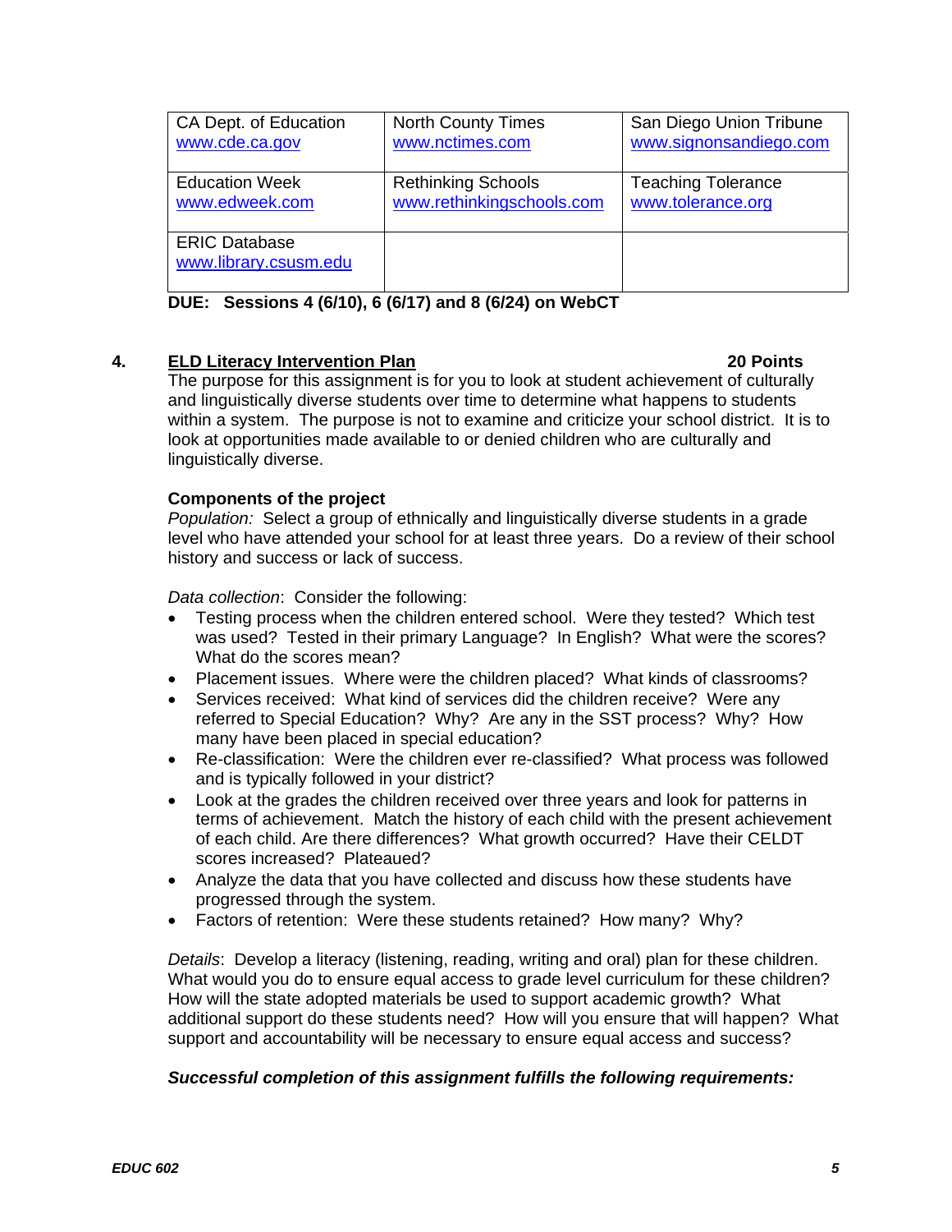| CA Dept. of Education www.cde.ca.gov | North County Times www.nctimes.com | San Diego Union Tribune www.signonsandiego.com |
|---|---|---|
| Education Week www.edweek.com | Rethinking Schools www.rethinkingschools.com | Teaching Tolerance www.tolerance.org |
| ERIC Database www.library.csusm.edu | | |

**DUE: Sessions 4 (6/10), 6 (6/17) and 8 (6/24) on WebCT**

## 4. ELD Literacy Intervention Plan — 20 Points

The purpose for this assignment is for you to look at student achievement of culturally and linguistically diverse students over time to determine what happens to students within a system. The purpose is not to examine and criticize your school district. It is to look at opportunities made available to or denied children who are culturally and linguistically diverse.

**Components of the project**

*Population:* Select a group of ethnically and linguistically diverse students in a grade level who have attended your school for at least three years. Do a review of their school history and success or lack of success.

*Data collection*: Consider the following:

- Testing process when the children entered school. Were they tested? Which test was used? Tested in their primary Language? In English? What were the scores? What do the scores mean?
- Placement issues. Where were the children placed? What kinds of classrooms?
- Services received: What kind of services did the children receive? Were any referred to Special Education? Why? Are any in the SST process? Why? How many have been placed in special education?
- Re-classification: Were the children ever re-classified? What process was followed and is typically followed in your district?
- Look at the grades the children received over three years and look for patterns in terms of achievement. Match the history of each child with the present achievement of each child. Are there differences? What growth occurred? Have their CELDT scores increased? Plateaued?
- Analyze the data that you have collected and discuss how these students have progressed through the system.
- Factors of retention: Were these students retained? How many? Why?

*Details*: Develop a literacy (listening, reading, writing and oral) plan for these children. What would you do to ensure equal access to grade level curriculum for these children? How will the state adopted materials be used to support academic growth? What additional support do these students need? How will you ensure that will happen? What support and accountability will be necessary to ensure equal access and success?

***Successful completion of this assignment fulfills the following requirements:***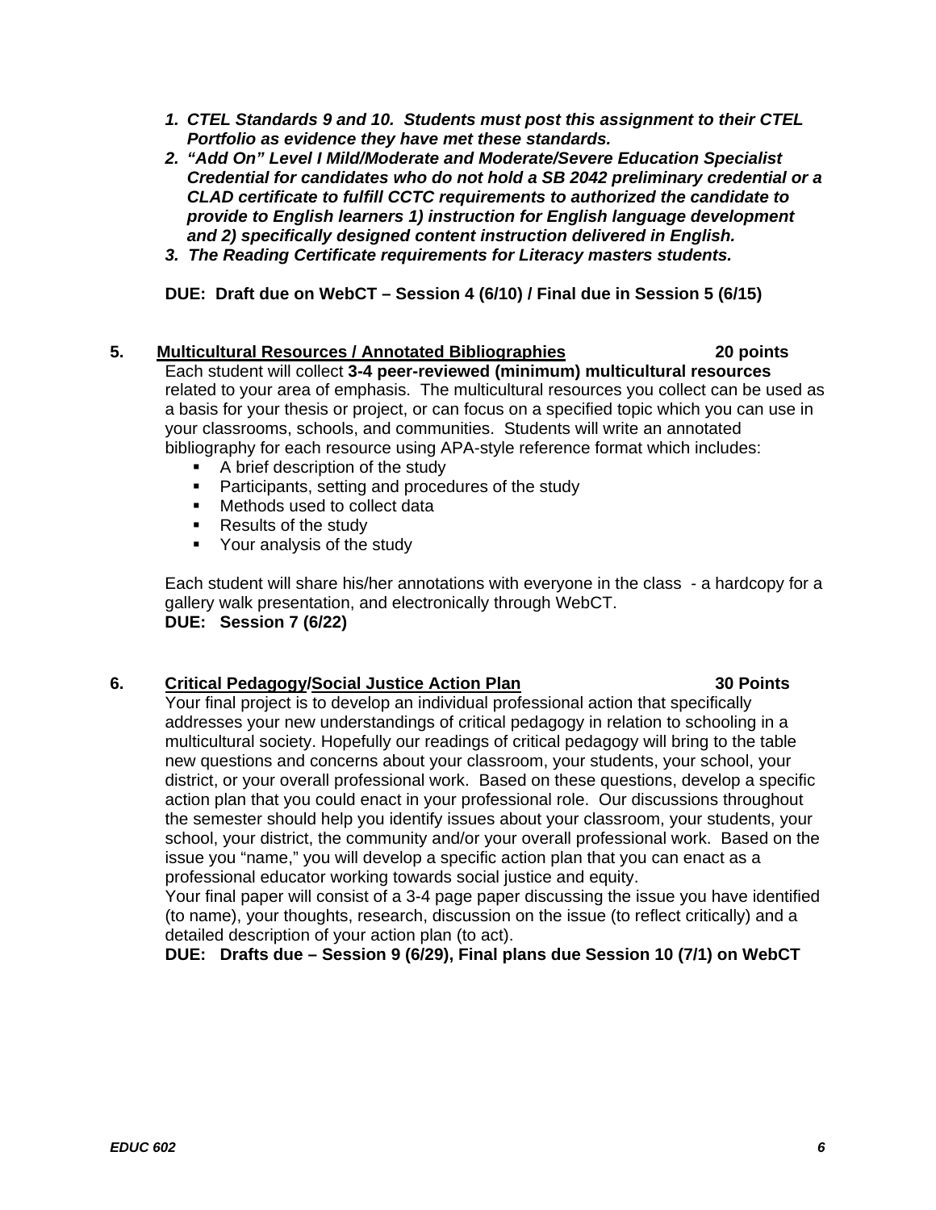1. ***CTEL Standards 9 and 10. Students must post this assignment to their CTEL Portfolio as evidence they have met these standards.***
2. ***"Add On" Level I Mild/Moderate and Moderate/Severe Education Specialist Credential for candidates who do not hold a SB 2042 preliminary credential or a CLAD certificate to fulfill CCTC requirements to authorized the candidate to provide to English learners 1) instruction for English language development and 2) specifically designed content instruction delivered in English.***
3. ***The Reading Certificate requirements for Literacy masters students.***

**DUE: Draft due on WebCT – Session 4 (6/10) / Final due in Session 5 (6/15)**

**5. <u>Multicultural Resources / Annotated Bibliographies</u> 20 points**

Each student will collect **3-4 peer-reviewed (minimum) multicultural resources** related to your area of emphasis. The multicultural resources you collect can be used as a basis for your thesis or project, or can focus on a specified topic which you can use in your classrooms, schools, and communities. Students will write an annotated bibliography for each resource using APA-style reference format which includes:

- A brief description of the study
- Participants, setting and procedures of the study
- Methods used to collect data
- Results of the study
- Your analysis of the study

Each student will share his/her annotations with everyone in the class - a hardcopy for a gallery walk presentation, and electronically through WebCT.
**DUE: Session 7 (6/22)**

**6. <u>Critical Pedagogy/Social Justice Action Plan</u> 30 Points**

Your final project is to develop an individual professional action that specifically addresses your new understandings of critical pedagogy in relation to schooling in a multicultural society. Hopefully our readings of critical pedagogy will bring to the table new questions and concerns about your classroom, your students, your school, your district, or your overall professional work. Based on these questions, develop a specific action plan that you could enact in your professional role. Our discussions throughout the semester should help you identify issues about your classroom, your students, your school, your district, the community and/or your overall professional work. Based on the issue you "name," you will develop a specific action plan that you can enact as a professional educator working towards social justice and equity.
Your final paper will consist of a 3-4 page paper discussing the issue you have identified (to name), your thoughts, research, discussion on the issue (to reflect critically) and a detailed description of your action plan (to act).
**DUE: Drafts due – Session 9 (6/29), Final plans due Session 10 (7/1) on WebCT**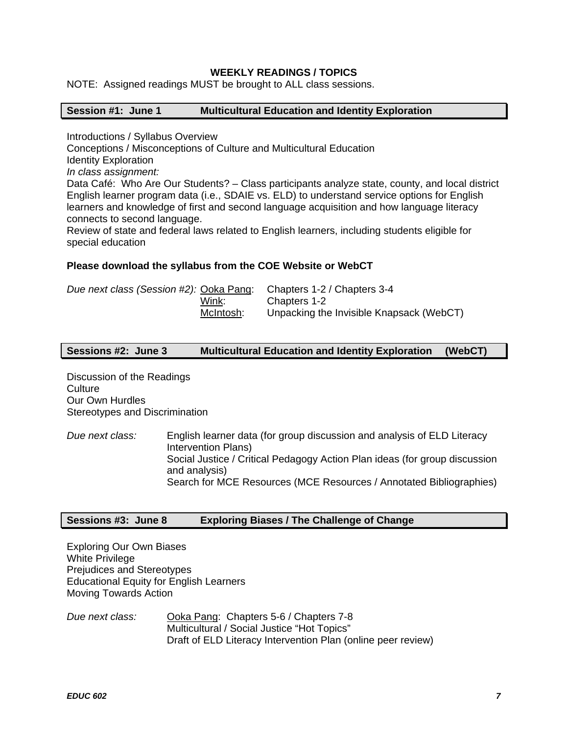## WEEKLY READINGS / TOPICS

NOTE: Assigned readings MUST be brought to ALL class sessions.

### Session #1: June 1 — Multicultural Education and Identity Exploration

Introductions / Syllabus Overview
Conceptions / Misconceptions of Culture and Multicultural Education
Identity Exploration
*In class assignment:*
Data Café: Who Are Our Students? – Class participants analyze state, county, and local district English learner program data (i.e., SDAIE vs. ELD) to understand service options for English learners and knowledge of first and second language acquisition and how language literacy connects to second language.
Review of state and federal laws related to English learners, including students eligible for special education

**Please download the syllabus from the COE Website or WebCT**

*Due next class (Session #2):*
- Ooka Pang: Chapters 1-2 / Chapters 3-4
- Wink: Chapters 1-2
- McIntosh: Unpacking the Invisible Knapsack (WebCT)

### Sessions #2: June 3 — Multicultural Education and Identity Exploration (WebCT)

Discussion of the Readings
Culture
Our Own Hurdles
Stereotypes and Discrimination

*Due next class:*
- English learner data (for group discussion and analysis of ELD Literacy Intervention Plans)
- Social Justice / Critical Pedagogy Action Plan ideas (for group discussion and analysis)
- Search for MCE Resources (MCE Resources / Annotated Bibliographies)

### Sessions #3: June 8 — Exploring Biases / The Challenge of Change

Exploring Our Own Biases
White Privilege
Prejudices and Stereotypes
Educational Equity for English Learners
Moving Towards Action

*Due next class:*
- Ooka Pang: Chapters 5-6 / Chapters 7-8
- Multicultural / Social Justice “Hot Topics”
- Draft of ELD Literacy Intervention Plan (online peer review)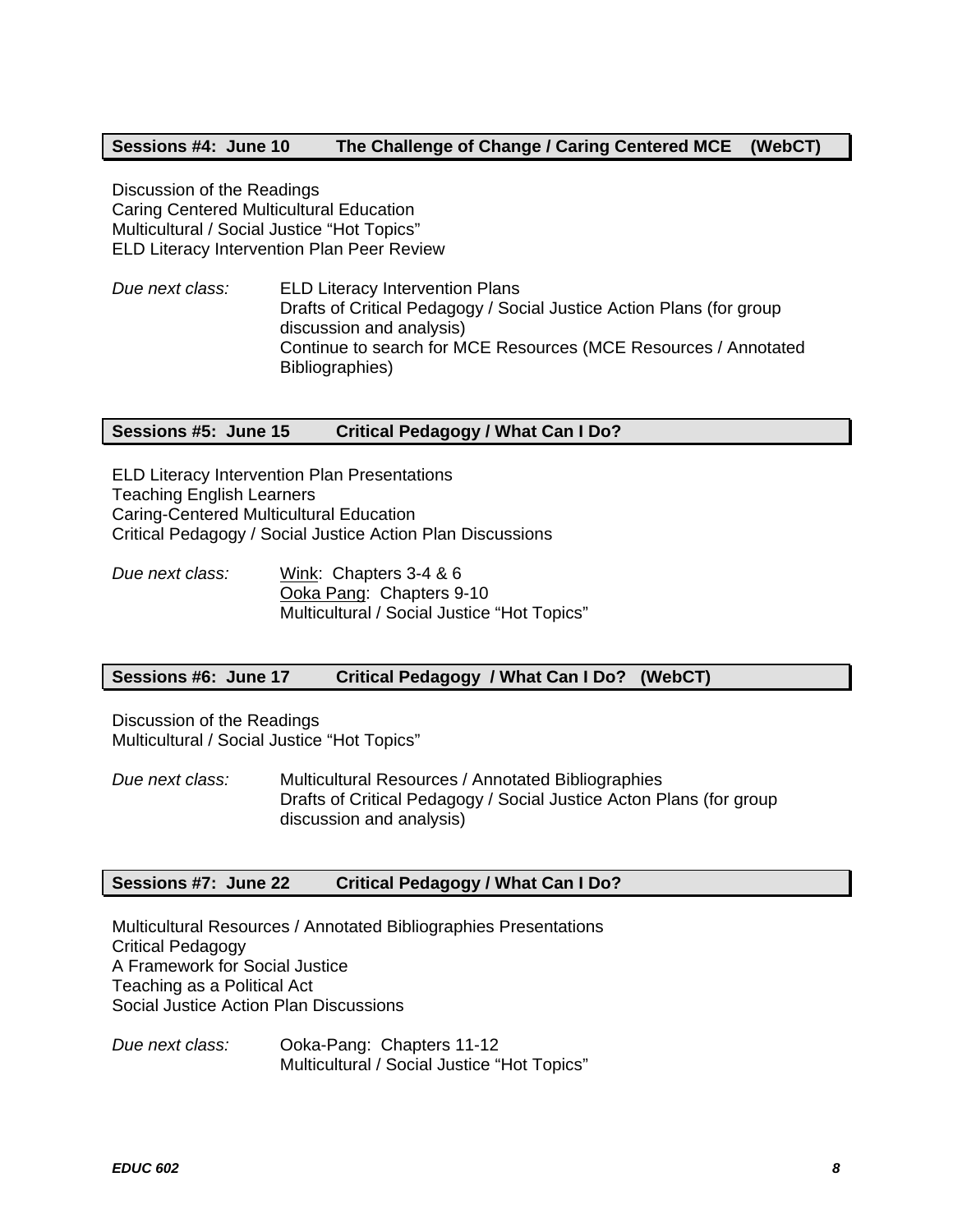### Sessions #4: June 10 The Challenge of Change / Caring Centered MCE (WebCT)

Discussion of the Readings
Caring Centered Multicultural Education
Multicultural / Social Justice "Hot Topics"
ELD Literacy Intervention Plan Peer Review

*Due next class:* ELD Literacy Intervention Plans
Drafts of Critical Pedagogy / Social Justice Action Plans (for group discussion and analysis)
Continue to search for MCE Resources (MCE Resources / Annotated Bibliographies)

### Sessions #5: June 15 Critical Pedagogy / What Can I Do?

ELD Literacy Intervention Plan Presentations
Teaching English Learners
Caring-Centered Multicultural Education
Critical Pedagogy / Social Justice Action Plan Discussions

*Due next class:* <u>Wink</u>: Chapters 3-4 & 6
<u>Ooka Pang</u>: Chapters 9-10
Multicultural / Social Justice "Hot Topics"

### Sessions #6: June 17 Critical Pedagogy / What Can I Do? (WebCT)

Discussion of the Readings
Multicultural / Social Justice "Hot Topics"

*Due next class:* Multicultural Resources / Annotated Bibliographies
Drafts of Critical Pedagogy / Social Justice Acton Plans (for group discussion and analysis)

### Sessions #7: June 22 Critical Pedagogy / What Can I Do?

Multicultural Resources / Annotated Bibliographies Presentations
Critical Pedagogy
A Framework for Social Justice
Teaching as a Political Act
Social Justice Action Plan Discussions

*Due next class:* Ooka-Pang: Chapters 11-12
Multicultural / Social Justice "Hot Topics"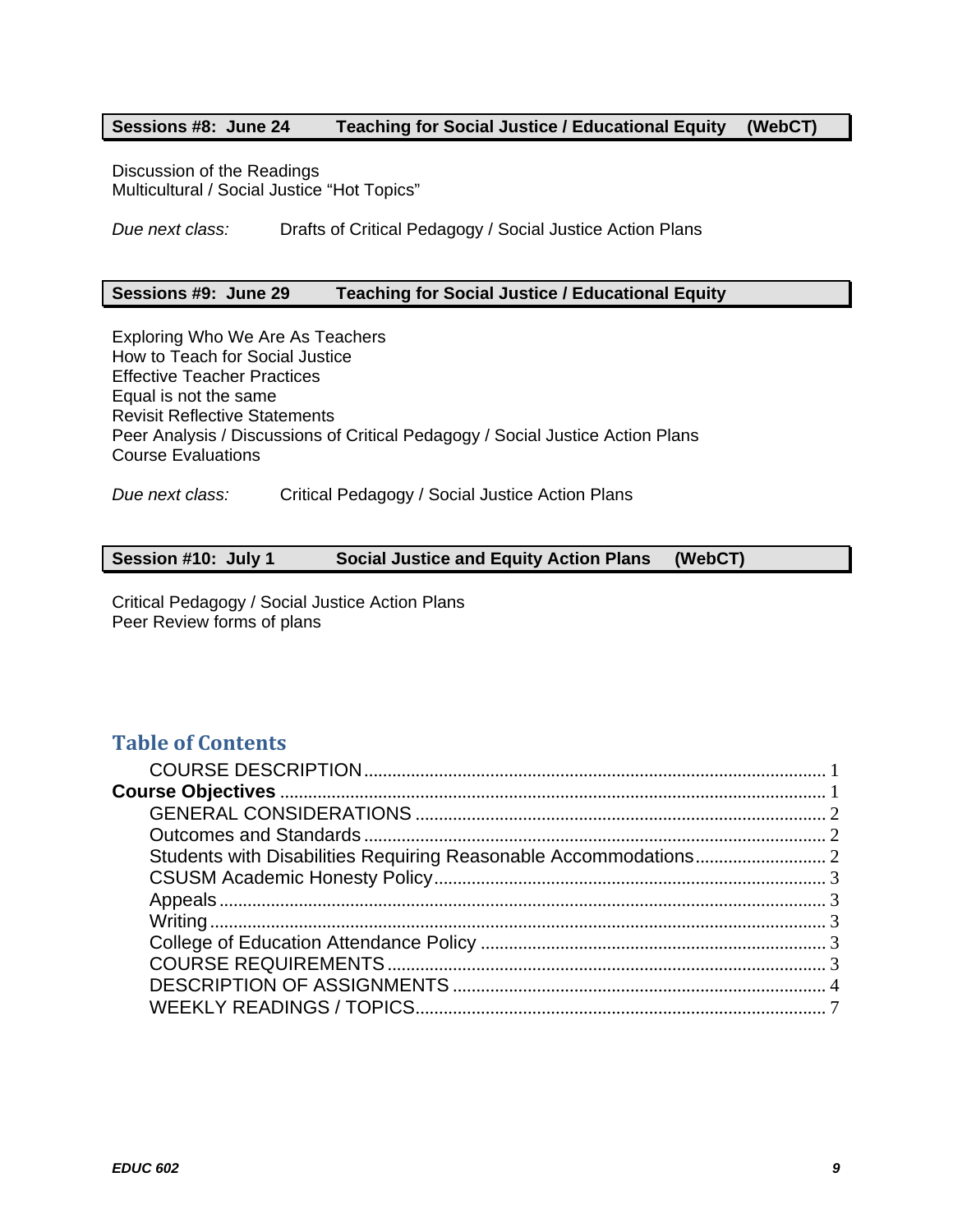**Sessions #8: June 24 Teaching for Social Justice / Educational Equity (WebCT)**

Discussion of the Readings
Multicultural / Social Justice "Hot Topics"

*Due next class:* Drafts of Critical Pedagogy / Social Justice Action Plans

**Sessions #9: June 29 Teaching for Social Justice / Educational Equity**

Exploring Who We Are As Teachers
How to Teach for Social Justice
Effective Teacher Practices
Equal is not the same
Revisit Reflective Statements
Peer Analysis / Discussions of Critical Pedagogy / Social Justice Action Plans
Course Evaluations

*Due next class:* Critical Pedagogy / Social Justice Action Plans

**Session #10: July 1 Social Justice and Equity Action Plans (WebCT)**

Critical Pedagogy / Social Justice Action Plans
Peer Review forms of plans

## Table of Contents

- COURSE DESCRIPTION ........ 1
- **Course Objectives** ........ 1
- GENERAL CONSIDERATIONS ........ 2
- Outcomes and Standards ........ 2
- Students with Disabilities Requiring Reasonable Accommodations ........ 2
- CSUSM Academic Honesty Policy ........ 3
- Appeals ........ 3
- Writing ........ 3
- College of Education Attendance Policy ........ 3
- COURSE REQUIREMENTS ........ 3
- DESCRIPTION OF ASSIGNMENTS ........ 4
- WEEKLY READINGS / TOPICS ........ 7